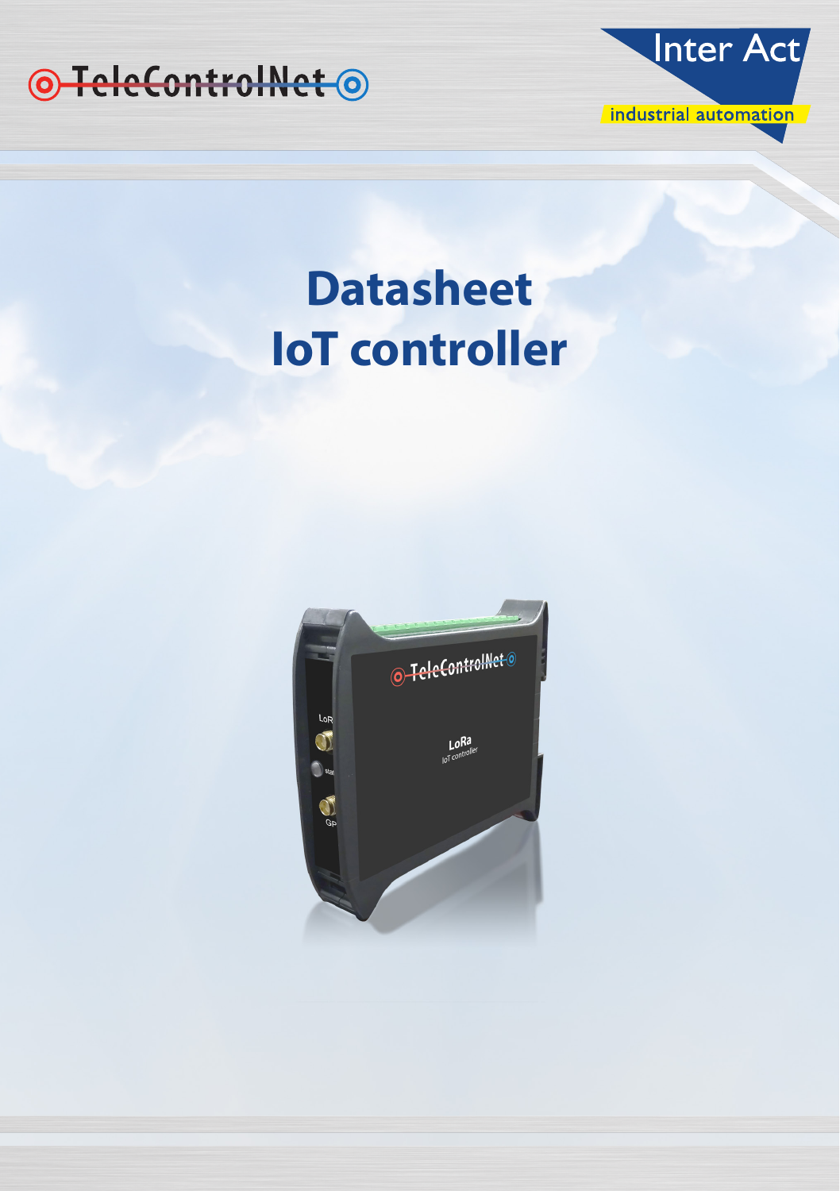TeleControlNet

Inter Act

industrial automation

# Datasheet
# IoT controller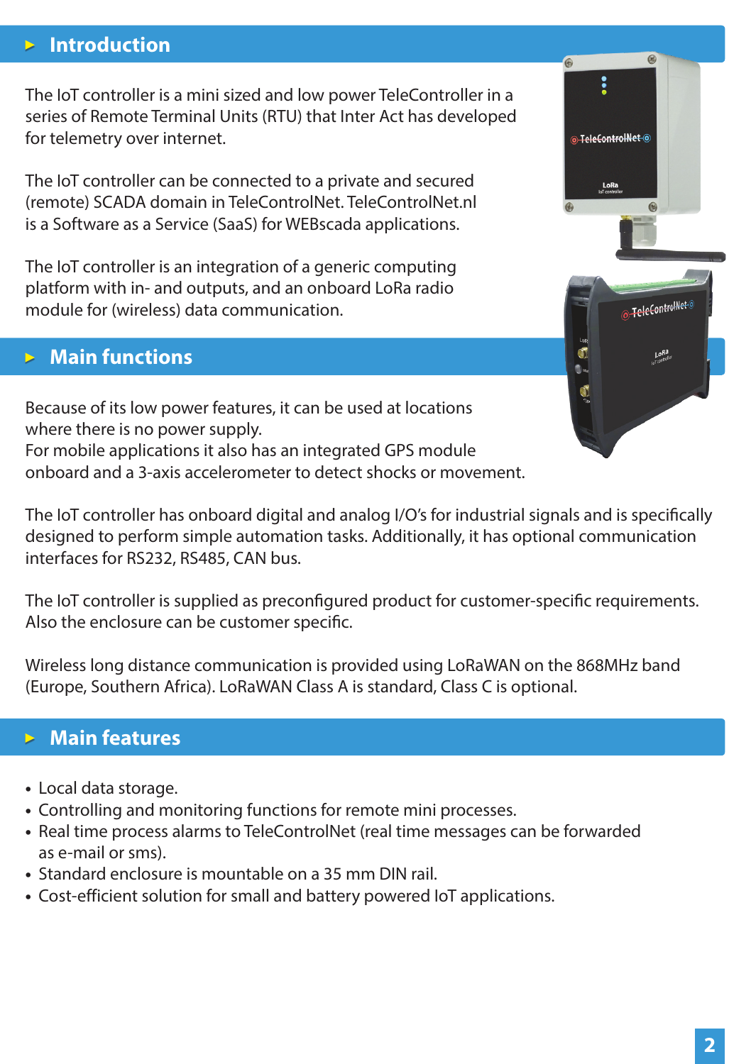## Introduction

The IoT controller is a mini sized and low power TeleController in a series of Remote Terminal Units (RTU) that Inter Act has developed for telemetry over internet.

The IoT controller can be connected to a private and secured (remote) SCADA domain in TeleControlNet. TeleControlNet.nl is a Software as a Service (SaaS) for WEBscada applications.

The IoT controller is an integration of a generic computing platform with in- and outputs, and an onboard LoRa radio module for (wireless) data communication.

## Main functions

Because of its low power features, it can be used at locations where there is no power supply.
For mobile applications it also has an integrated GPS module onboard and a 3-axis accelerometer to detect shocks or movement.

The IoT controller has onboard digital and analog I/O's for industrial signals and is specifically designed to perform simple automation tasks. Additionally, it has optional communication interfaces for RS232, RS485, CAN bus.

The IoT controller is supplied as preconfigured product for customer-specific requirements. Also the enclosure can be customer specific.

Wireless long distance communication is provided using LoRaWAN on the 868MHz band (Europe, Southern Africa). LoRaWAN Class A is standard, Class C is optional.

## Main features

- Local data storage.
- Controlling and monitoring functions for remote mini processes.
- Real time process alarms to TeleControlNet (real time messages can be forwarded as e-mail or sms).
- Standard enclosure is mountable on a 35 mm DIN rail.
- Cost-efficient solution for small and battery powered IoT applications.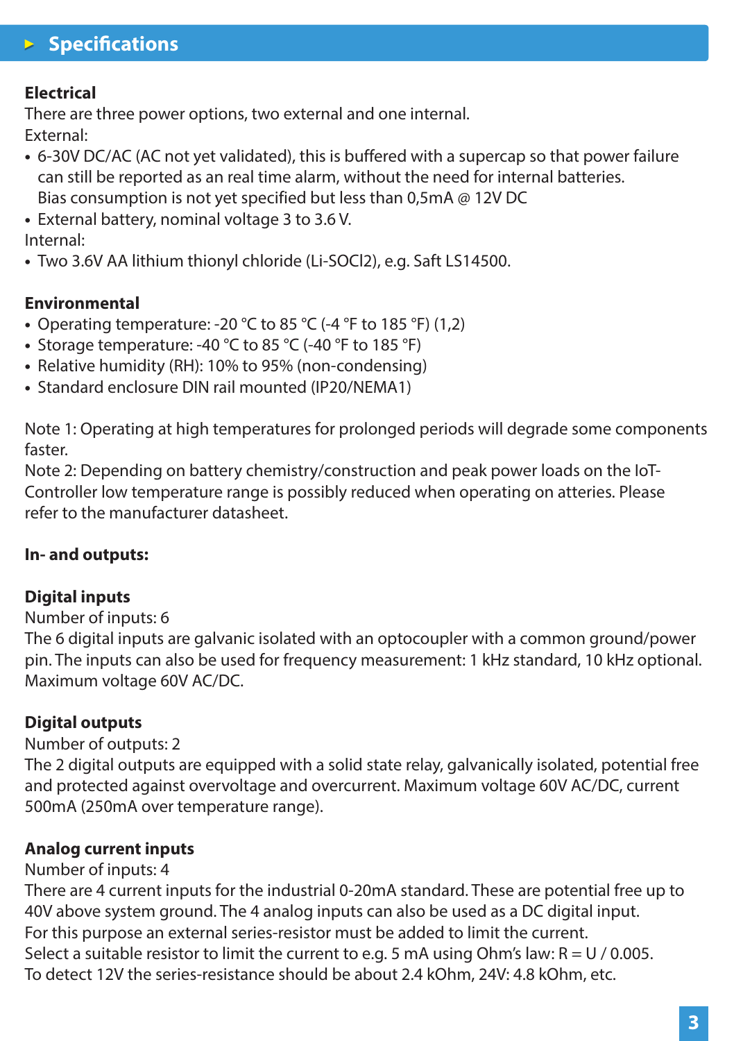## ▸ Specifications

### Electrical

There are three power options, two external and one internal.

External:

- 6-30V DC/AC (AC not yet validated), this is buffered with a supercap so that power failure can still be reported as an real time alarm, without the need for internal batteries. Bias consumption is not yet specified but less than 0,5mA @ 12V DC
- External battery, nominal voltage 3 to 3.6 V.

Internal:

- Two 3.6V AA lithium thionyl chloride (Li-SOCl2), e.g. Saft LS14500.

### Environmental

- Operating temperature: -20 °C to 85 °C (-4 °F to 185 °F) (1,2)
- Storage temperature: -40 °C to 85 °C (-40 °F to 185 °F)
- Relative humidity (RH): 10% to 95% (non-condensing)
- Standard enclosure DIN rail mounted (IP20/NEMA1)

Note 1: Operating at high temperatures for prolonged periods will degrade some components faster.

Note 2: Depending on battery chemistry/construction and peak power loads on the IoT-Controller low temperature range is possibly reduced when operating on atteries. Please refer to the manufacturer datasheet.

### In- and outputs:

### Digital inputs

Number of inputs: 6

The 6 digital inputs are galvanic isolated with an optocoupler with a common ground/power pin. The inputs can also be used for frequency measurement: 1 kHz standard, 10 kHz optional. Maximum voltage 60V AC/DC.

### Digital outputs

Number of outputs: 2

The 2 digital outputs are equipped with a solid state relay, galvanically isolated, potential free and protected against overvoltage and overcurrent. Maximum voltage 60V AC/DC, current 500mA (250mA over temperature range).

### Analog current inputs

Number of inputs: 4

There are 4 current inputs for the industrial 0-20mA standard. These are potential free up to 40V above system ground. The 4 analog inputs can also be used as a DC digital input. For this purpose an external series-resistor must be added to limit the current.

Select a suitable resistor to limit the current to e.g. 5 mA using Ohm's law: $R = U / 0.005$.

To detect 12V the series-resistance should be about 2.4 kOhm, 24V: 4.8 kOhm, etc.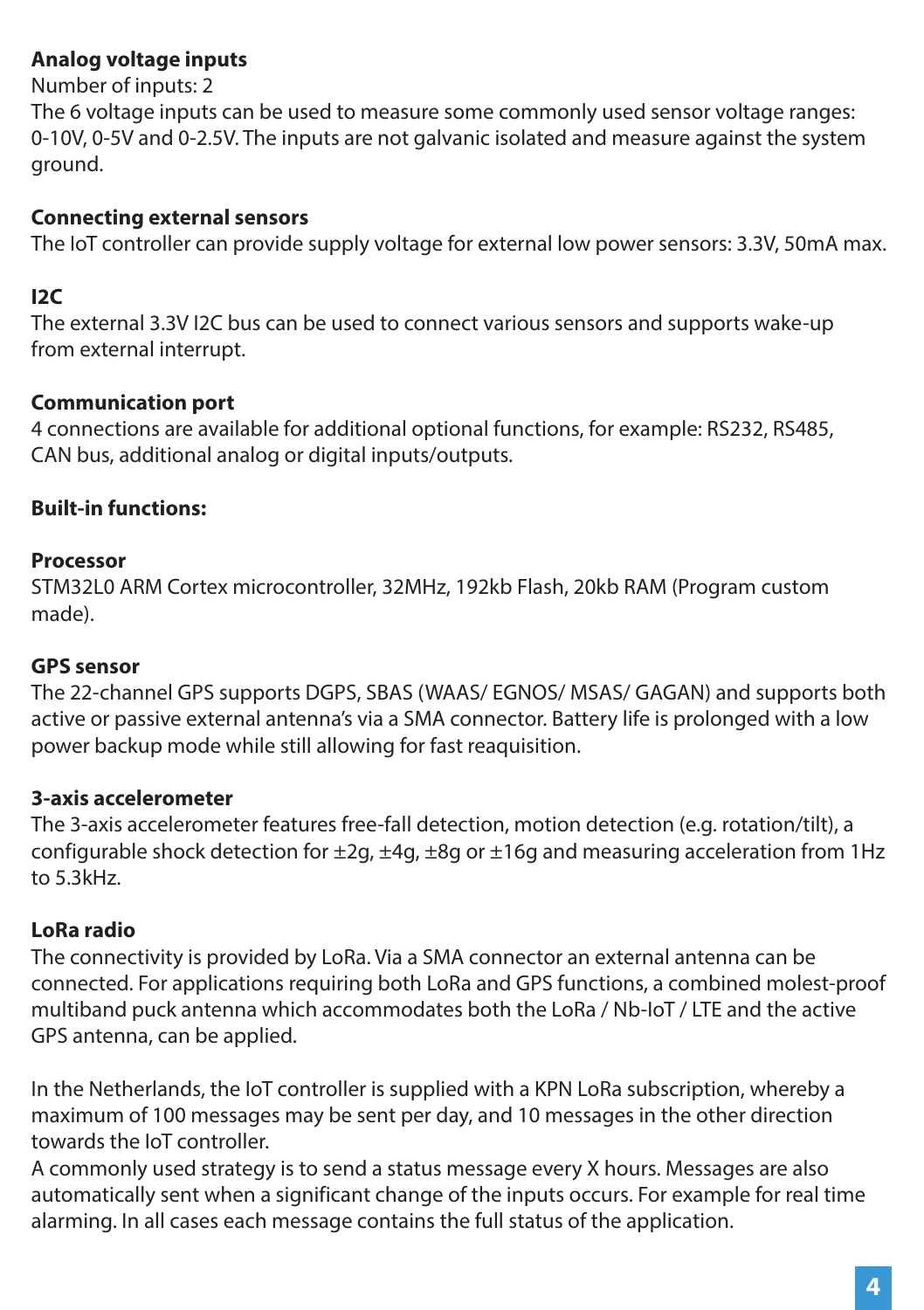**Analog voltage inputs**
Number of inputs: 2
The 6 voltage inputs can be used to measure some commonly used sensor voltage ranges: 0-10V, 0-5V and 0-2.5V. The inputs are not galvanic isolated and measure against the system ground.

**Connecting external sensors**
The IoT controller can provide supply voltage for external low power sensors: 3.3V, 50mA max.

**I2C**
The external 3.3V I2C bus can be used to connect various sensors and supports wake-up from external interrupt.

**Communication port**
4 connections are available for additional optional functions, for example: RS232, RS485, CAN bus, additional analog or digital inputs/outputs.

**Built-in functions:**

**Processor**
STM32L0 ARM Cortex microcontroller, 32MHz, 192kb Flash, 20kb RAM (Program custom made).

**GPS sensor**
The 22-channel GPS supports DGPS, SBAS (WAAS/ EGNOS/ MSAS/ GAGAN) and supports both active or passive external antenna's via a SMA connector. Battery life is prolonged with a low power backup mode while still allowing for fast reaquisition.

**3-axis accelerometer**
The 3-axis accelerometer features free-fall detection, motion detection (e.g. rotation/tilt), a configurable shock detection for ±2g, ±4g, ±8g or ±16g and measuring acceleration from 1Hz to 5.3kHz.

**LoRa radio**
The connectivity is provided by LoRa. Via a SMA connector an external antenna can be connected. For applications requiring both LoRa and GPS functions, a combined molest-proof multiband puck antenna which accommodates both the LoRa / Nb-IoT / LTE and the active GPS antenna, can be applied.

In the Netherlands, the IoT controller is supplied with a KPN LoRa subscription, whereby a maximum of 100 messages may be sent per day, and 10 messages in the other direction towards the IoT controller.
A commonly used strategy is to send a status message every X hours. Messages are also automatically sent when a significant change of the inputs occurs. For example for real time alarming. In all cases each message contains the full status of the application.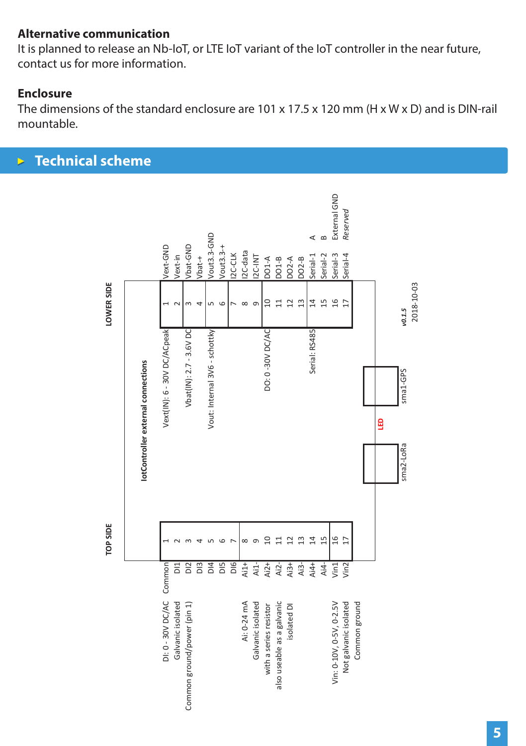## Alternative communication

It is planned to release an Nb-IoT, or LTE IoT variant of the IoT controller in the near future, contact us for more information.

## Enclosure

The dimensions of the standard enclosure are 101 x 17.5 x 120 mm (H x W x D) and is DIN-rail mountable.

# Technical scheme

**IotController external connections**

**TOP SIDE**

| Pin | Signal | Description |
|---|---|---|
| 1 | Common | DI: 0 - 30V DC/AC, Galvanic isolated, Common ground/power (pin 1) |
| 2 | DI1 | |
| 3 | DI2 | |
| 4 | DI3 | |
| 5 | DI4 | |
| 6 | DI5 | |
| 7 | DI6 | |
| 8 | Ai1+ | Ai: 0-24 mA, Galvanic isolated, with a series resistor, also useable as a galvanic isolated DI |
| 9 | Ai1- | |
| 10 | Ai2+ | |
| 11 | Ai2- | |
| 12 | Ai3+ | |
| 13 | Ai3- | |
| 14 | Ai4+ | |
| 15 | Ai4- | |
| 16 | Vin1 | Vin: 0-10V, 0-5V, 0-2.5V, Not galvanic isolated, Common ground |
| 17 | Vin2 | |

**LOWER SIDE**

| Pin | Signal | Description |
|---|---|---|
| 1 | Vext-GND | Vext(IN): 6 - 30V DC/ACpeak |
| 2 | Vext-in | |
| 3 | Vbat-GND | Vbat(IN): 2.7 - 3.6V DC |
| 4 | Vbat-+ | |
| 5 | Vout3.3-GND | Vout: Internal 3V6 - schottky |
| 6 | Vout3.3-+ | |
| 7 | I2C-CLK | |
| 8 | I2C-data | |
| 9 | I2C-INT | |
| 10 | DO1-A | DO: 0 -30V DC/AC |
| 11 | DO1-B | |
| 12 | DO2-A | |
| 13 | DO2-B | |
| 14 | Serial-1 | Serial: RS485 — A |
| 15 | Serial-2 | B |
| 16 | Serial-3 | External GND |
| 17 | Serial-4 | *Reserved* |

sma2-LoRa, LED, sma1-GPS

***v0.1.5***
2018-10-03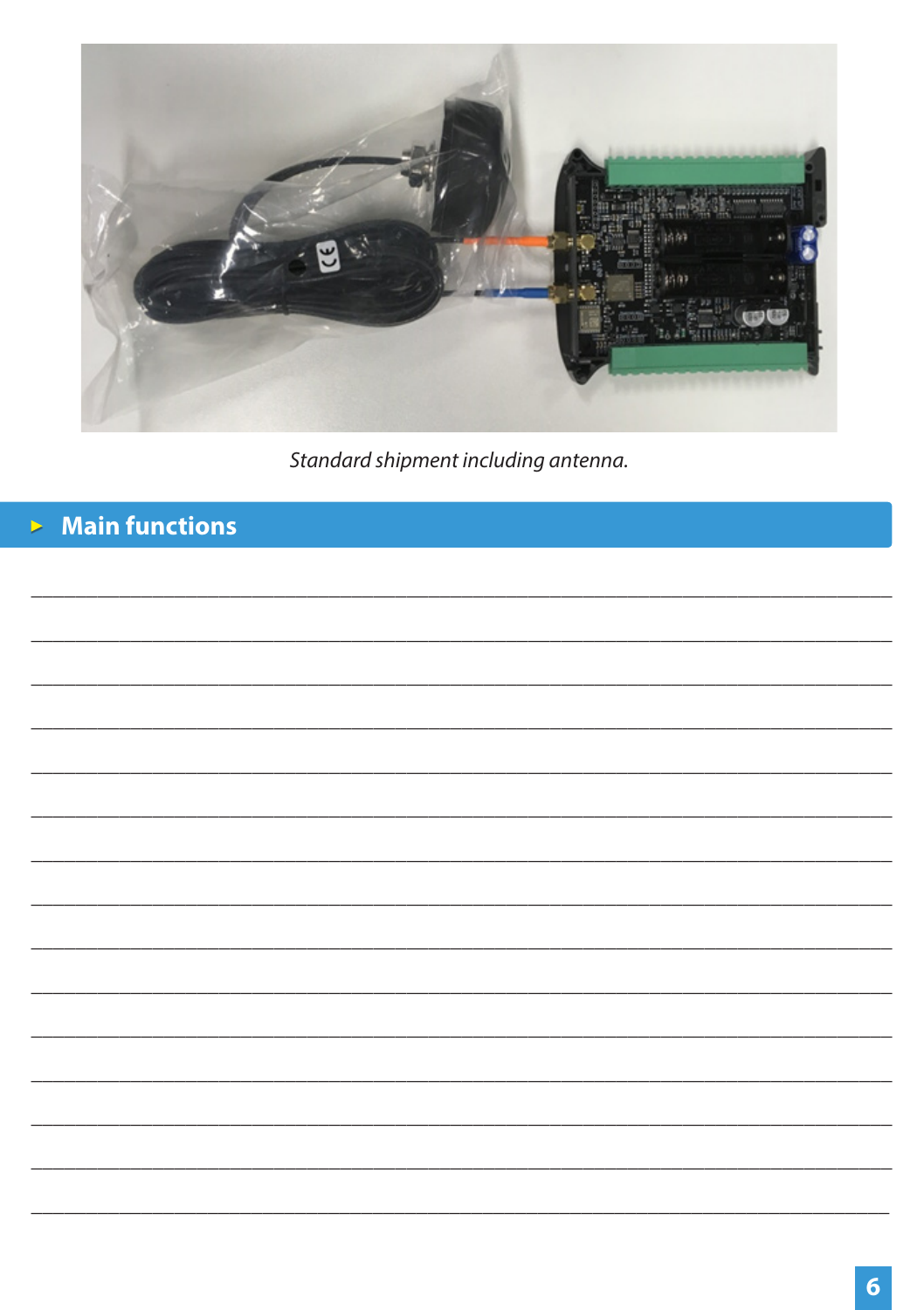*Standard shipment including antenna.*

## Main functions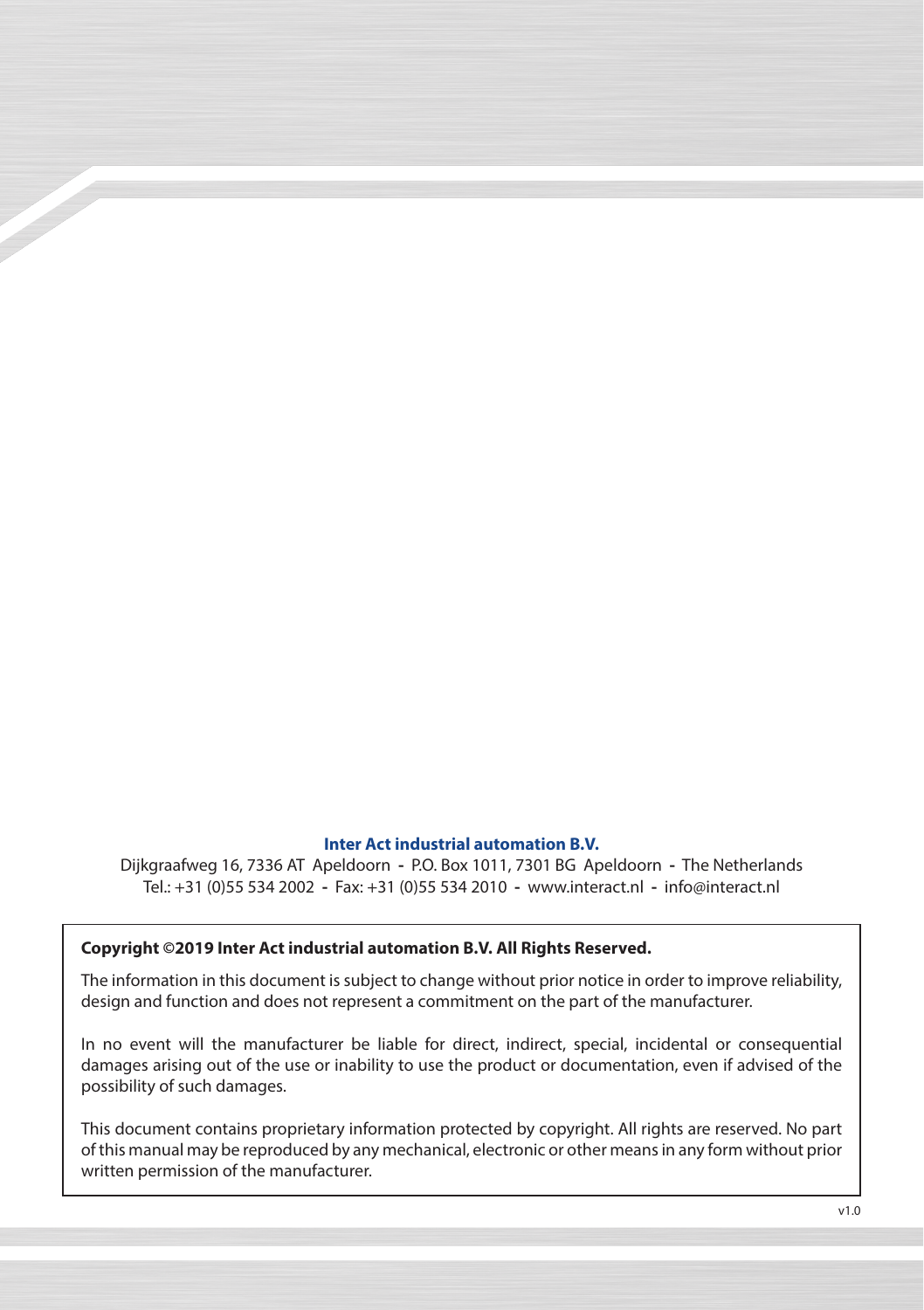**Inter Act industrial automation B.V.**

Dijkgraafweg 16, 7336 AT Apeldoorn - P.O. Box 1011, 7301 BG Apeldoorn - The Netherlands
Tel.: +31 (0)55 534 2002 - Fax: +31 (0)55 534 2010 - www.interact.nl - info@interact.nl

**Copyright ©2019 Inter Act industrial automation B.V. All Rights Reserved.**

The information in this document is subject to change without prior notice in order to improve reliability, design and function and does not represent a commitment on the part of the manufacturer.

In no event will the manufacturer be liable for direct, indirect, special, incidental or consequential damages arising out of the use or inability to use the product or documentation, even if advised of the possibility of such damages.

This document contains proprietary information protected by copyright. All rights are reserved. No part of this manual may be reproduced by any mechanical, electronic or other means in any form without prior written permission of the manufacturer.

v1.0